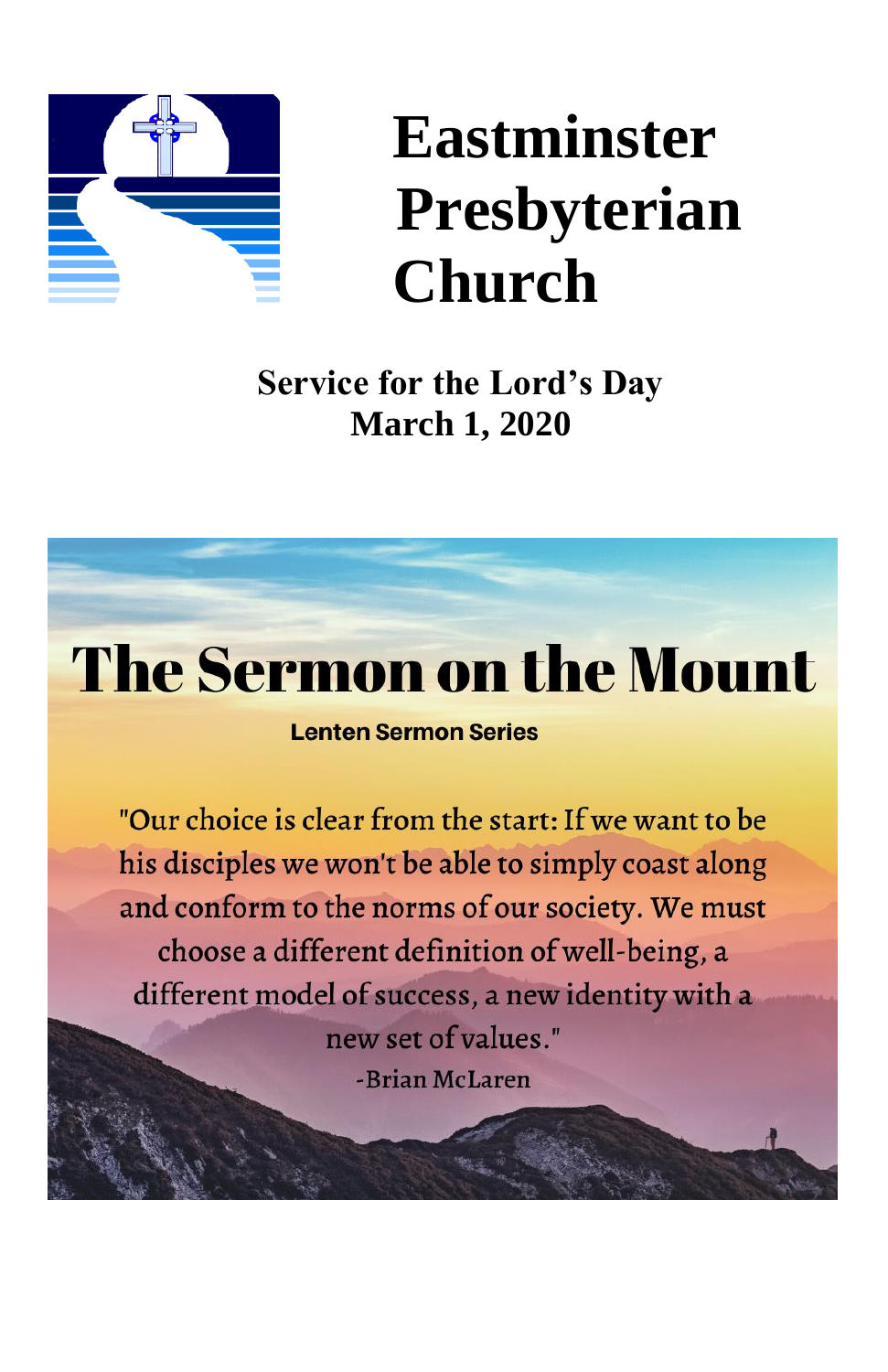# Eastminster Presbyterian Church

**Service for the Lord's Day**
**March 1, 2020**

## The Sermon on the Mount

**Lenten Sermon Series**

"Our choice is clear from the start: If we want to be his disciples we won't be able to simply coast along and conform to the norms of our society. We must choose a different definition of well-being, a different model of success, a new identity with a new set of values."

-Brian McLaren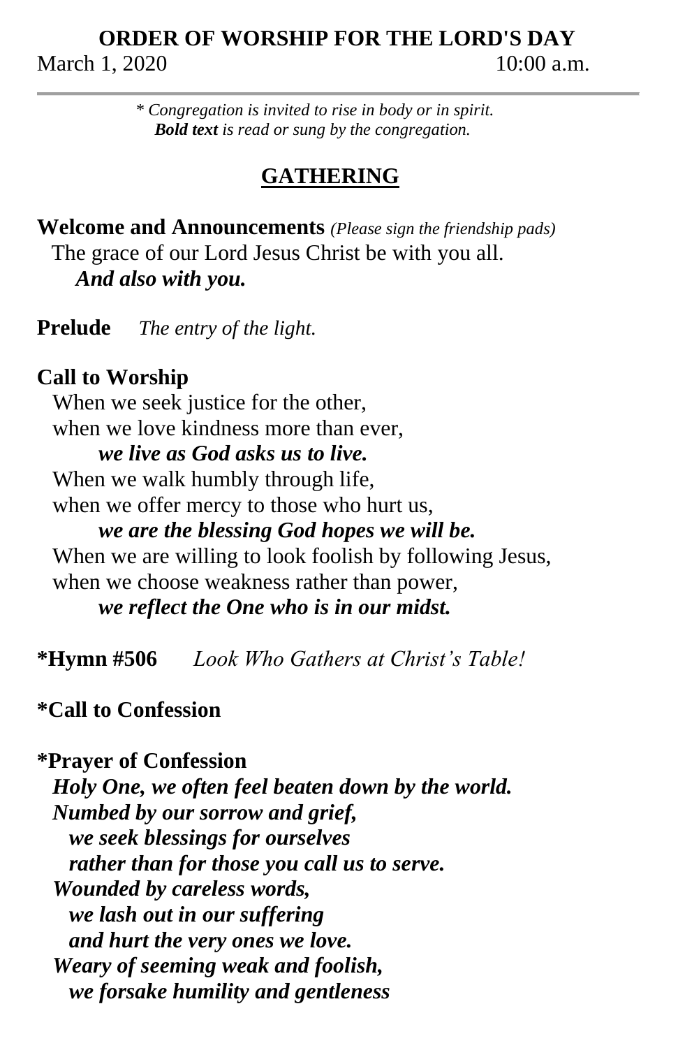# ORDER OF WORSHIP FOR THE LORD'S DAY

March 1, 2020 10:00 a.m.

*\* Congregation is invited to rise in body or in spirit.*
***Bold text** is read or sung by the congregation.*

## GATHERING

**Welcome and Announcements** *(Please sign the friendship pads)*
The grace of our Lord Jesus Christ be with you all.
***And also with you.***

**Prelude** *The entry of the light.*

**Call to Worship**
When we seek justice for the other,
when we love kindness more than ever,
***we live as God asks us to live.***
When we walk humbly through life,
when we offer mercy to those who hurt us,
***we are the blessing God hopes we will be.***
When we are willing to look foolish by following Jesus,
when we choose weakness rather than power,
***we reflect the One who is in our midst.***

**\*Hymn #506** *Look Who Gathers at Christ's Table!*

**\*Call to Confession**

**\*Prayer of Confession**
***Holy One, we often feel beaten down by the world.***
***Numbed by our sorrow and grief,***
***we seek blessings for ourselves***
***rather than for those you call us to serve.***
***Wounded by careless words,***
***we lash out in our suffering***
***and hurt the very ones we love.***
***Weary of seeming weak and foolish,***
***we forsake humility and gentleness***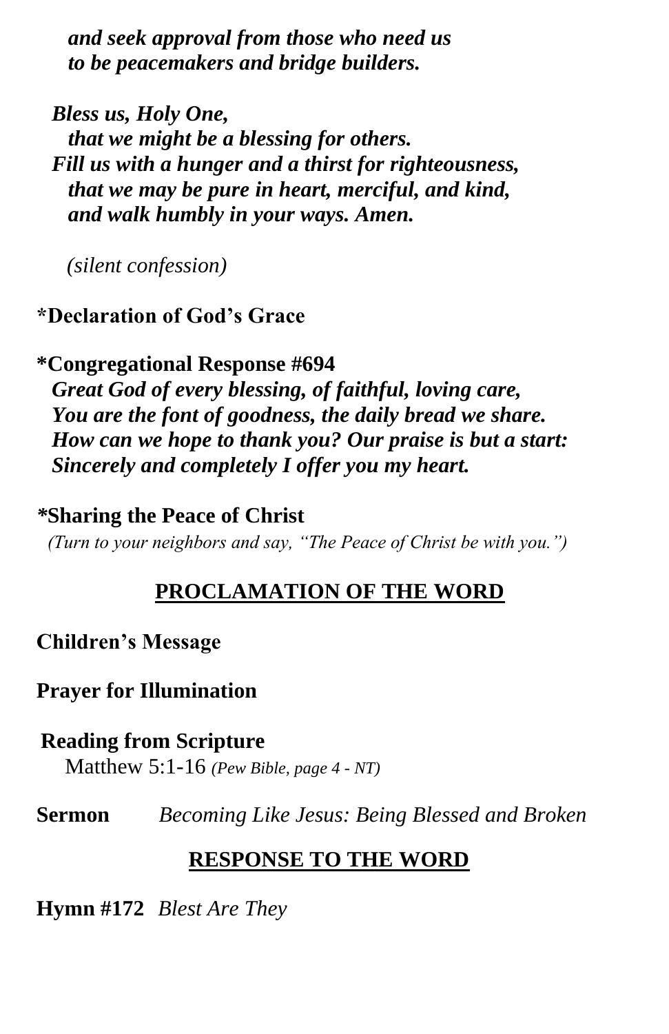***and seek approval from those who need us***
***to be peacemakers and bridge builders.***

***Bless us, Holy One,***
***that we might be a blessing for others.***
***Fill us with a hunger and a thirst for righteousness,***
***that we may be pure in heart, merciful, and kind,***
***and walk humbly in your ways. Amen.***

*(silent confession)*

**\*Declaration of God's Grace**

**\*Congregational Response #694**
***Great God of every blessing, of faithful, loving care,***
***You are the font of goodness, the daily bread we share.***
***How can we hope to thank you? Our praise is but a start:***
***Sincerely and completely I offer you my heart.***

**\*Sharing the Peace of Christ**
*(Turn to your neighbors and say, "The Peace of Christ be with you.")*

## PROCLAMATION OF THE WORD

**Children's Message**

**Prayer for Illumination**

**Reading from Scripture**
Matthew 5:1-16 *(Pew Bible, page 4 - NT)*

**Sermon** *Becoming Like Jesus: Being Blessed and Broken*

## RESPONSE TO THE WORD

**Hymn #172** *Blest Are They*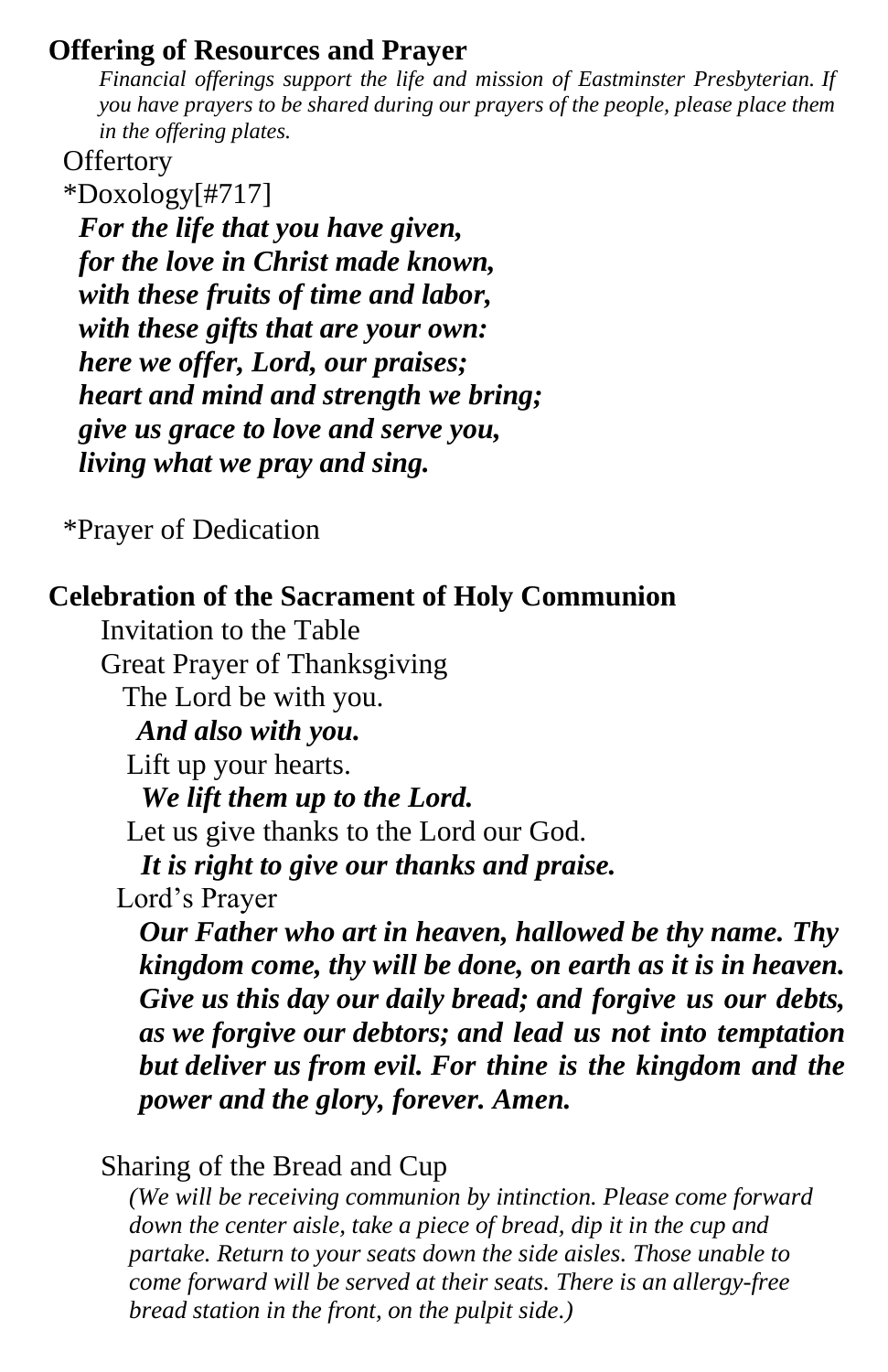**Offering of Resources and Prayer**

*Financial offerings support the life and mission of Eastminster Presbyterian. If you have prayers to be shared during our prayers of the people, please place them in the offering plates.*

Offertory

*Doxology[#717]

***For the life that you have given,***
***for the love in Christ made known,***
***with these fruits of time and labor,***
***with these gifts that are your own:***
***here we offer, Lord, our praises;***
***heart and mind and strength we bring;***
***give us grace to love and serve you,***
***living what we pray and sing.***

*Prayer of Dedication

**Celebration of the Sacrament of Holy Communion**

Invitation to the Table

Great Prayer of Thanksgiving

The Lord be with you.
***And also with you.***
Lift up your hearts.
***We lift them up to the Lord.***
Let us give thanks to the Lord our God.
***It is right to give our thanks and praise.***

Lord's Prayer

***Our Father who art in heaven, hallowed be thy name. Thy kingdom come, thy will be done, on earth as it is in heaven. Give us this day our daily bread; and forgive us our debts, as we forgive our debtors; and lead us not into temptation but deliver us from evil. For thine is the kingdom and the power and the glory, forever. Amen.***

Sharing of the Bread and Cup

*(We will be receiving communion by intinction. Please come forward down the center aisle, take a piece of bread, dip it in the cup and partake. Return to your seats down the side aisles. Those unable to come forward will be served at their seats. There is an allergy-free bread station in the front, on the pulpit side.)*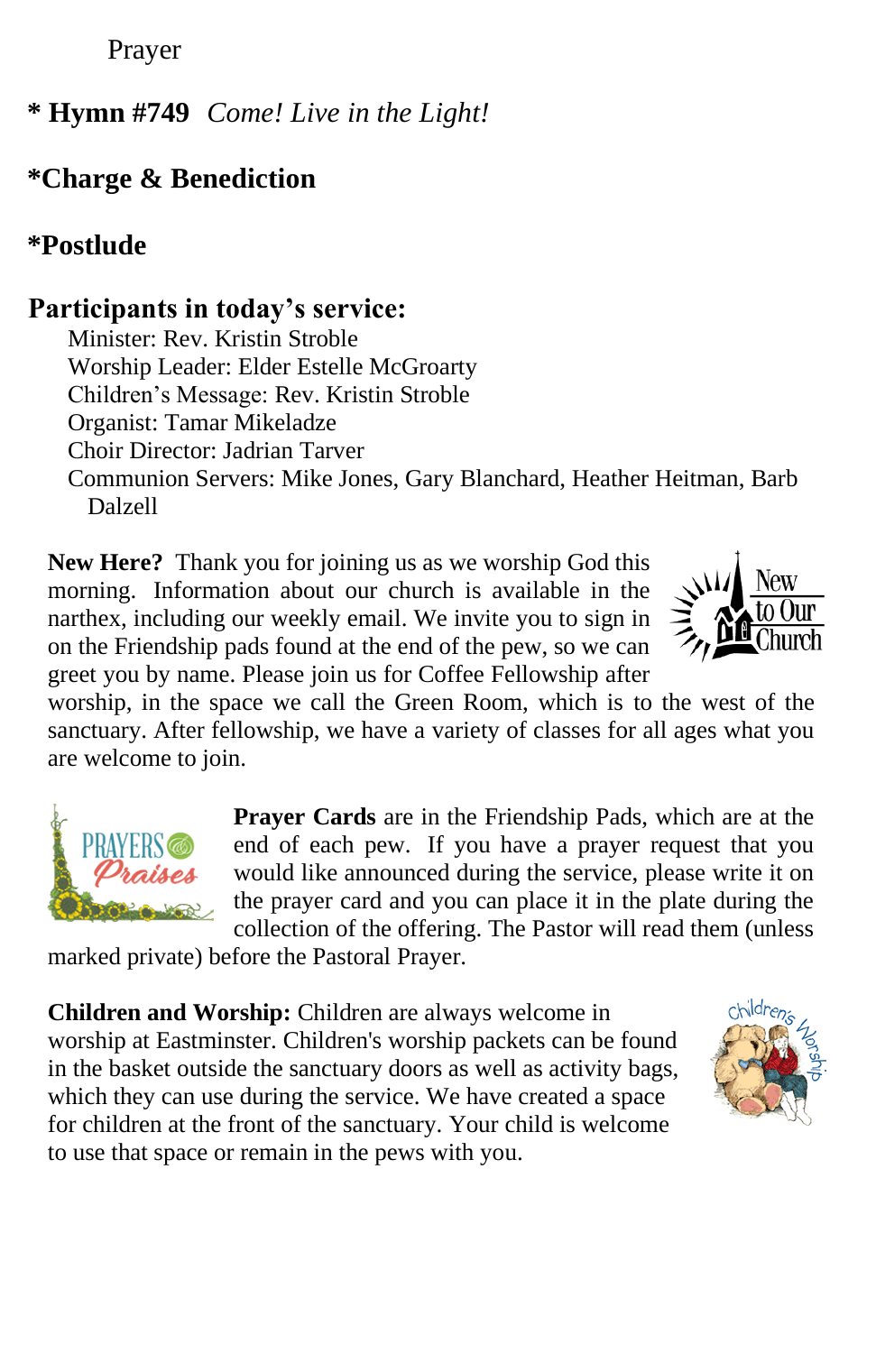Prayer

**\* Hymn #749** *Come! Live in the Light!*

**\*Charge & Benediction**

**\*Postlude**

**Participants in today's service:**

Minister: Rev. Kristin Stroble
Worship Leader: Elder Estelle McGroarty
Children's Message: Rev. Kristin Stroble
Organist: Tamar Mikeladze
Choir Director: Jadrian Tarver
Communion Servers: Mike Jones, Gary Blanchard, Heather Heitman, Barb Dalzell

**New Here?** Thank you for joining us as we worship God this morning. Information about our church is available in the narthex, including our weekly email. We invite you to sign in on the Friendship pads found at the end of the pew, so we can greet you by name. Please join us for Coffee Fellowship after worship, in the space we call the Green Room, which is to the west of the sanctuary. After fellowship, we have a variety of classes for all ages what you are welcome to join.

**Prayer Cards** are in the Friendship Pads, which are at the end of each pew. If you have a prayer request that you would like announced during the service, please write it on the prayer card and you can place it in the plate during the collection of the offering. The Pastor will read them (unless marked private) before the Pastoral Prayer.

**Children and Worship:** Children are always welcome in worship at Eastminster. Children's worship packets can be found in the basket outside the sanctuary doors as well as activity bags, which they can use during the service. We have created a space for children at the front of the sanctuary. Your child is welcome to use that space or remain in the pews with you.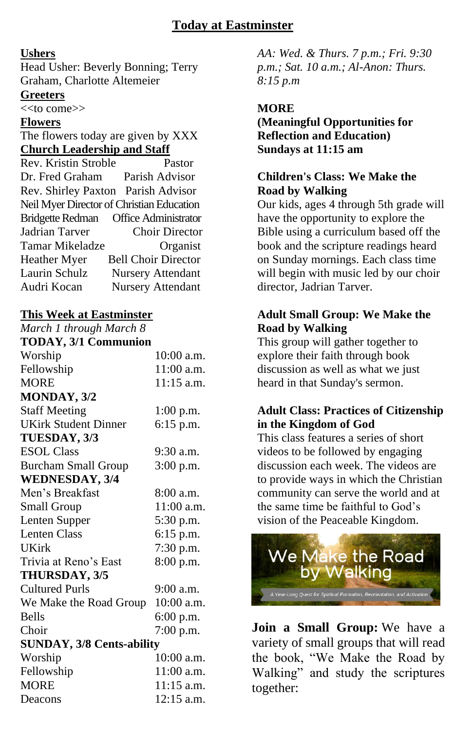# Today at Eastminster

**Ushers**

Head Usher: Beverly Bonning; Terry Graham, Charlotte Altemeier

**Greeters**

<<to come>>

**Flowers**

The flowers today are given by XXX

**Church Leadership and Staff**

| | |
|---|---|
| Rev. Kristin Stroble | Pastor |
| Dr. Fred Graham | Parish Advisor |
| Rev. Shirley Paxton | Parish Advisor |
| Neil Myer | Director of Christian Education |
| Bridgette Redman | Office Administrator |
| Jadrian Tarver | Choir Director |
| Tamar Mikeladze | Organist |
| Heather Myer | Bell Choir Director |
| Laurin Schulz | Nursery Attendant |
| Audri Kocan | Nursery Attendant |

**This Week at Eastminster**

*March 1 through March 8*

**TODAY, 3/1 Communion**

| | |
|---|---|
| Worship | 10:00 a.m. |
| Fellowship | 11:00 a.m. |
| MORE | 11:15 a.m. |

**MONDAY, 3/2**

| | |
|---|---|
| Staff Meeting | 1:00 p.m. |
| UKirk Student Dinner | 6:15 p.m. |

**TUESDAY, 3/3**

| | |
|---|---|
| ESOL Class | 9:30 a.m. |
| Burcham Small Group | 3:00 p.m. |

**WEDNESDAY, 3/4**

| | |
|---|---|
| Men's Breakfast | 8:00 a.m. |
| Small Group | 11:00 a.m. |
| Lenten Supper | 5:30 p.m. |
| Lenten Class | 6:15 p.m. |
| UKirk | 7:30 p.m. |
| Trivia at Reno's East | 8:00 p.m. |

**THURSDAY, 3/5**

| | |
|---|---|
| Cultured Purls | 9:00 a.m. |
| We Make the Road Group | 10:00 a.m. |
| Bells | 6:00 p.m. |
| Choir | 7:00 p.m. |

**SUNDAY, 3/8 Cents-ability**

| | |
|---|---|
| Worship | 10:00 a.m. |
| Fellowship | 11:00 a.m. |
| MORE | 11:15 a.m. |
| Deacons | 12:15 a.m. |

*AA: Wed. & Thurs. 7 p.m.; Fri. 9:30 p.m.; Sat. 10 a.m.; Al-Anon: Thurs. 8:15 p.m*

**MORE**
**(Meaningful Opportunities for Reflection and Education)**
**Sundays at 11:15 am**

**Children's Class: We Make the Road by Walking**

Our kids, ages 4 through 5th grade will have the opportunity to explore the Bible using a curriculum based off the book and the scripture readings heard on Sunday mornings. Each class time will begin with music led by our choir director, Jadrian Tarver.

**Adult Small Group: We Make the Road by Walking**

This group will gather together to explore their faith through book discussion as well as what we just heard in that Sunday's sermon.

**Adult Class: Practices of Citizenship in the Kingdom of God**

This class features a series of short videos to be followed by engaging discussion each week. The videos are to provide ways in which the Christian community can serve the world and at the same time be faithful to God's vision of the Peaceable Kingdom.

We Make the Road by Walking

A Year-Long Quest for Spiritual Formation, Reorientation, and Activation

**Join a Small Group:** We have a variety of small groups that will read the book, "We Make the Road by Walking" and study the scriptures together: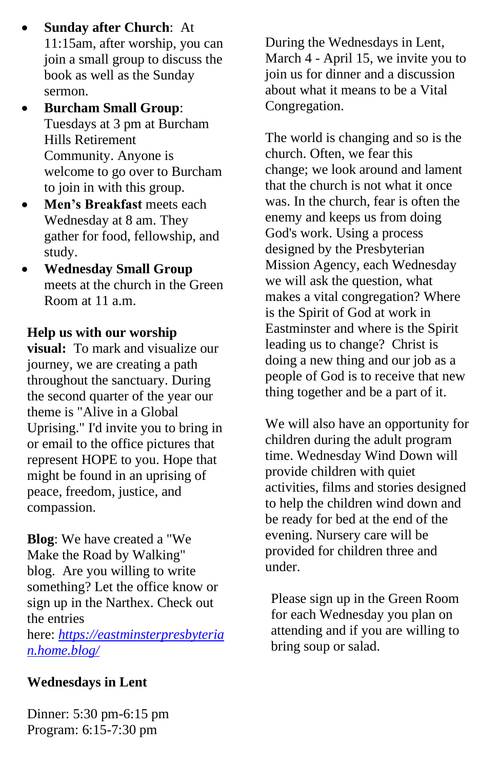- **Sunday after Church**: At 11:15am, after worship, you can join a small group to discuss the book as well as the Sunday sermon.
- **Burcham Small Group**: Tuesdays at 3 pm at Burcham Hills Retirement Community. Anyone is welcome to go over to Burcham to join in with this group.
- **Men's Breakfast** meets each Wednesday at 8 am. They gather for food, fellowship, and study.
- **Wednesday Small Group** meets at the church in the Green Room at 11 a.m.

**Help us with our worship visual:** To mark and visualize our journey, we are creating a path throughout the sanctuary. During the second quarter of the year our theme is "Alive in a Global Uprising." I'd invite you to bring in or email to the office pictures that represent HOPE to you. Hope that might be found in an uprising of peace, freedom, justice, and compassion.

**Blog**: We have created a "We Make the Road by Walking" blog. Are you willing to write something? Let the office know or sign up in the Narthex. Check out the entries here: [https://eastminsterpresbyterian.home.blog/](https://eastminsterpresbyterian.home.blog/)

**Wednesdays in Lent**

Dinner: 5:30 pm-6:15 pm
Program: 6:15-7:30 pm

During the Wednesdays in Lent, March 4 - April 15, we invite you to join us for dinner and a discussion about what it means to be a Vital Congregation.

The world is changing and so is the church. Often, we fear this change; we look around and lament that the church is not what it once was. In the church, fear is often the enemy and keeps us from doing God's work. Using a process designed by the Presbyterian Mission Agency, each Wednesday we will ask the question, what makes a vital congregation? Where is the Spirit of God at work in Eastminster and where is the Spirit leading us to change? Christ is doing a new thing and our job as a people of God is to receive that new thing together and be a part of it.

We will also have an opportunity for children during the adult program time. Wednesday Wind Down will provide children with quiet activities, films and stories designed to help the children wind down and be ready for bed at the end of the evening. Nursery care will be provided for children three and under.

Please sign up in the Green Room for each Wednesday you plan on attending and if you are willing to bring soup or salad.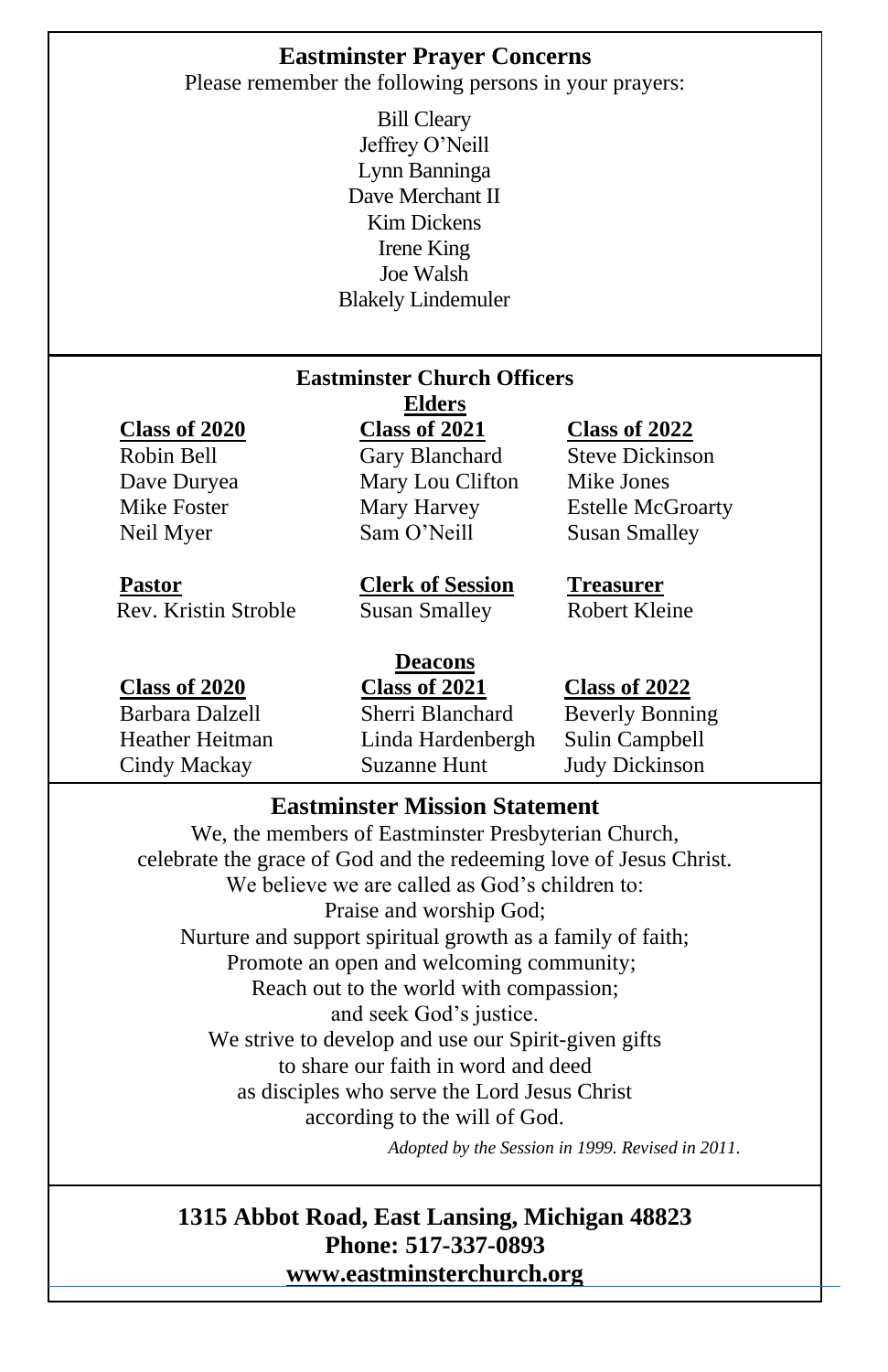## Eastminster Prayer Concerns

Please remember the following persons in your prayers:

Bill Cleary
Jeffrey O'Neill
Lynn Banninga
Dave Merchant II
Kim Dickens
Irene King
Joe Walsh
Blakely Lindemuler

## Eastminster Church Officers

### Elders

| Class of 2020 | Class of 2021 | Class of 2022 |
| --- | --- | --- |
| Robin Bell | Gary Blanchard | Steve Dickinson |
| Dave Duryea | Mary Lou Clifton | Mike Jones |
| Mike Foster | Mary Harvey | Estelle McGroarty |
| Neil Myer | Sam O'Neill | Susan Smalley |

| Pastor | Clerk of Session | Treasurer |
| --- | --- | --- |
| Rev. Kristin Stroble | Susan Smalley | Robert Kleine |

### Deacons

| Class of 2020 | Class of 2021 | Class of 2022 |
| --- | --- | --- |
| Barbara Dalzell | Sherri Blanchard | Beverly Bonning |
| Heather Heitman | Linda Hardenbergh | Sulin Campbell |
| Cindy Mackay | Suzanne Hunt | Judy Dickinson |

## Eastminster Mission Statement

We, the members of Eastminster Presbyterian Church,
celebrate the grace of God and the redeeming love of Jesus Christ.
We believe we are called as God's children to:
Praise and worship God;
Nurture and support spiritual growth as a family of faith;
Promote an open and welcoming community;
Reach out to the world with compassion;
and seek God's justice.
We strive to develop and use our Spirit-given gifts
to share our faith in word and deed
as disciples who serve the Lord Jesus Christ
according to the will of God.

*Adopted by the Session in 1999. Revised in 2011.*

**1315 Abbot Road, East Lansing, Michigan 48823**
**Phone: 517-337-0893**
**www.eastminsterchurch.org**